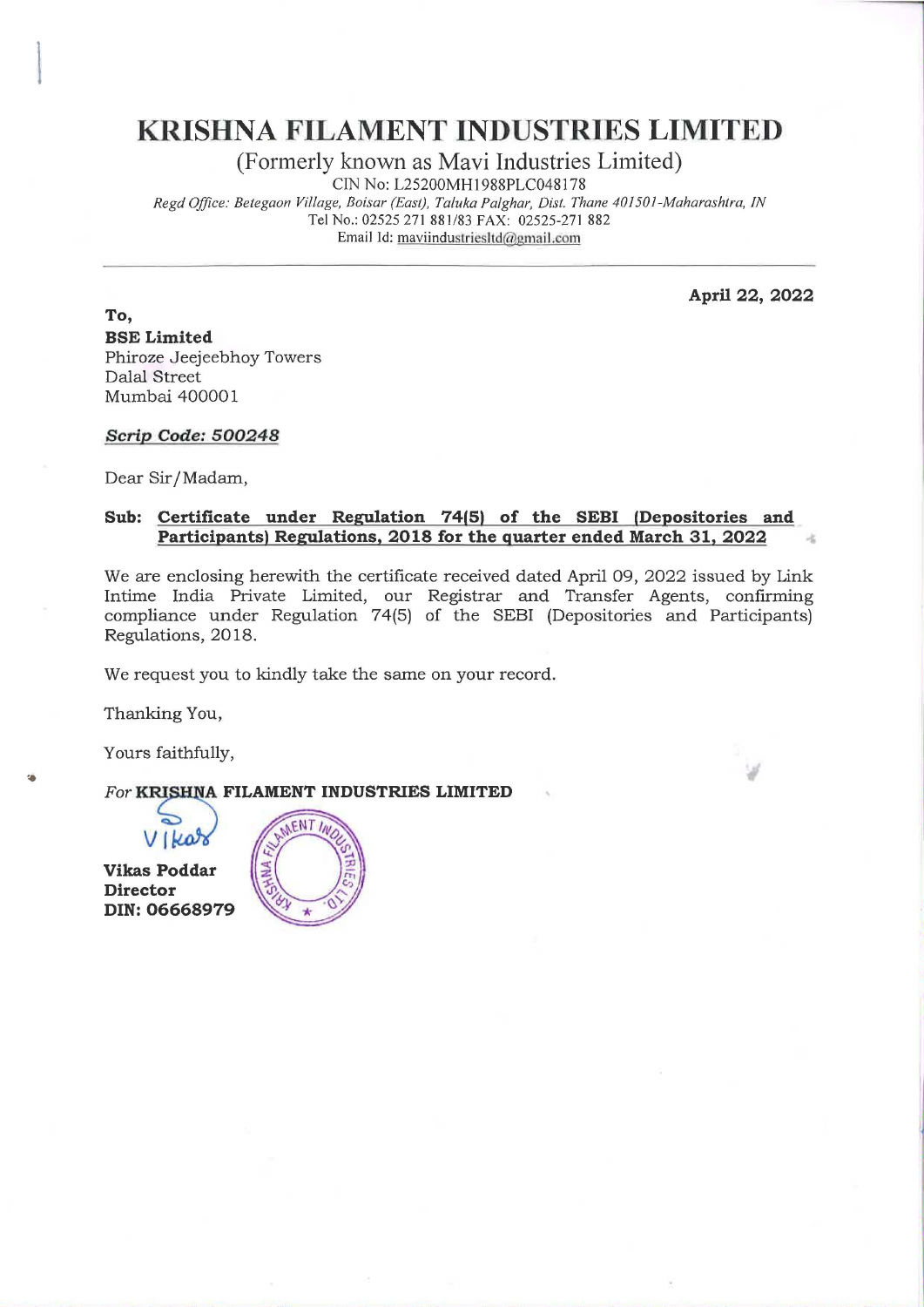# KRISHNA FILAMENT INDUSTRIES LIMITED

(Formerly known as Mavi Industries Limited)

CIN No: L25200MH1988PLC048178

*Regd Office: Betegaon Village, Boisar (East), Taluka Palghar, Dist. Thane 401501-Maharashtra, IN*

Tel No.: 02525 271 881/83 FAX: 02525-271 882

Email Id: maviindustriesltd@gmail.com

**April 22, 2022**

**To,**

**BSE Limited**

Phiroze Jeejeebhoy Towers

Dalal Street

Mumbai 400001

***Scrip Code: 500248***

Dear Sir/Madam,

**Sub: Certificate under Regulation 74(5) of the SEBI (Depositories and Participants) Regulations, 2018 for the quarter ended March 31, 2022**

We are enclosing herewith the certificate received dated April 09, 2022 issued by Link Intime India Private Limited, our Registrar and Transfer Agents, confirming compliance under Regulation 74(5) of the SEBI (Depositories and Participants) Regulations, 2018.

We request you to kindly take the same on your record.

Thanking You,

Yours faithfully,

*For* **KRISHNA FILAMENT INDUSTRIES LIMITED**

**Vikas Poddar**

**Director**

**DIN: 06668979**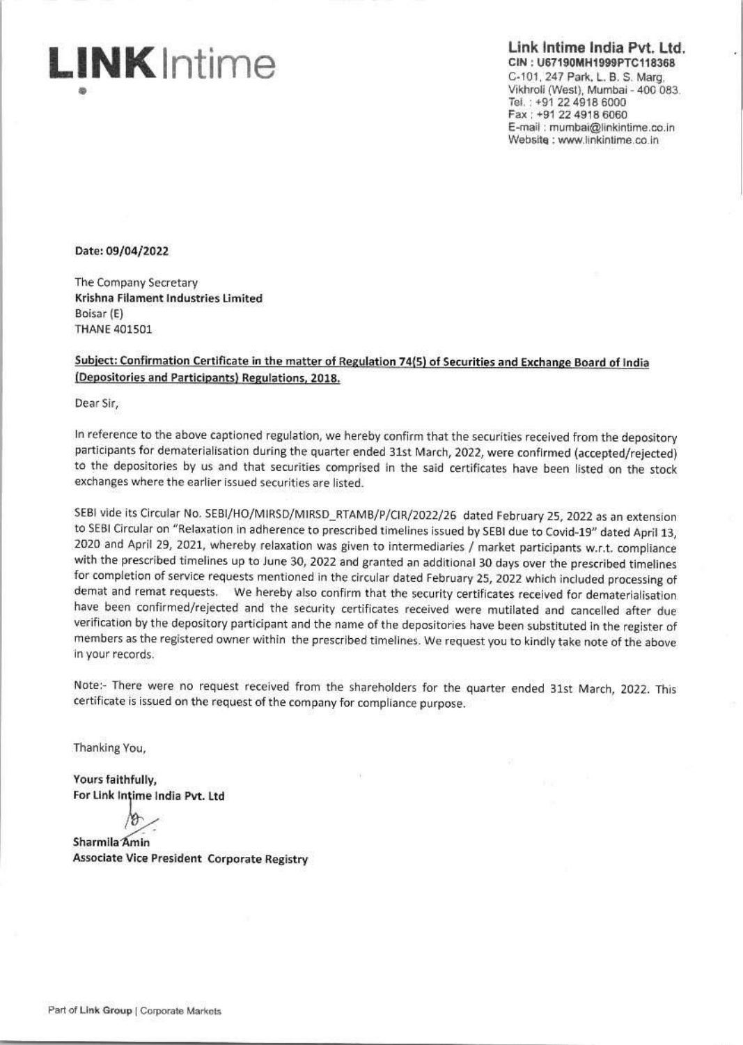**LINK** Intime

**Link Intime India Pvt. Ltd.**
**CIN : U67190MH1999PTC118368**
C-101, 247 Park, L. B. S. Marg,
Vikhroli (West), Mumbai - 400 083.
Tel. : +91 22 4918 6000
Fax : +91 22 4918 6060
E-mail : mumbai@linkintime.co.in
Website : www.linkintime.co.in

**Date: 09/04/2022**

The Company Secretary
**Krishna Filament Industries Limited**
Boisar (E)
THANE 401501

**Subject: Confirmation Certificate in the matter of Regulation 74(5) of Securities and Exchange Board of India (Depositories and Participants) Regulations, 2018.**

Dear Sir,

In reference to the above captioned regulation, we hereby confirm that the securities received from the depository participants for dematerialisation during the quarter ended 31st March, 2022, were confirmed (accepted/rejected) to the depositories by us and that securities comprised in the said certificates have been listed on the stock exchanges where the earlier issued securities are listed.

SEBI vide its Circular No. SEBI/HO/MIRSD/MIRSD_RTAMB/P/CIR/2022/26 dated February 25, 2022 as an extension to SEBI Circular on "Relaxation in adherence to prescribed timelines issued by SEBI due to Covid-19" dated April 13, 2020 and April 29, 2021, whereby relaxation was given to intermediaries / market participants w.r.t. compliance with the prescribed timelines up to June 30, 2022 and granted an additional 30 days over the prescribed timelines for completion of service requests mentioned in the circular dated February 25, 2022 which included processing of demat and remat requests. We hereby also confirm that the security certificates received for dematerialisation have been confirmed/rejected and the security certificates received were mutilated and cancelled after due verification by the depository participant and the name of the depositories have been substituted in the register of members as the registered owner within the prescribed timelines. We request you to kindly take note of the above in your records.

Note:- There were no request received from the shareholders for the quarter ended 31st March, 2022. This certificate is issued on the request of the company for compliance purpose.

Thanking You,

**Yours faithfully,**
**For Link Intime India Pvt. Ltd**

**Sharmila Amin**
**Associate Vice President Corporate Registry**

Part of **Link Group** | Corporate Markets